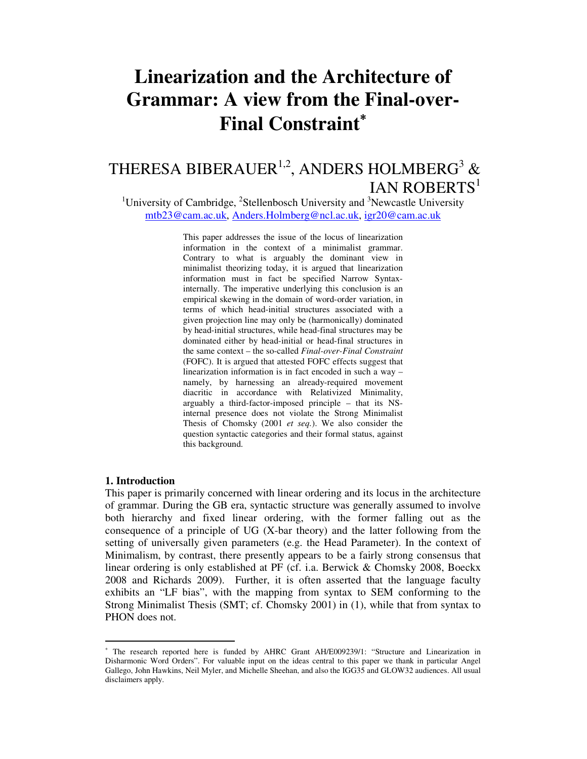# Linearization and the Architecture of Grammar: A view from the Final-over-Final Constraint*

## THERESA BIBERAUER[1,2], ANDERS HOLMBERG[3] & IAN ROBERTS[1]

[1]University of Cambridge, [2]Stellenbosch University and [3]Newcastle University
mtb23@cam.ac.uk, Anders.Holmberg@ncl.ac.uk, igr20@cam.ac.uk

This paper addresses the issue of the locus of linearization information in the context of a minimalist grammar. Contrary to what is arguably the dominant view in minimalist theorizing today, it is argued that linearization information must in fact be specified Narrow Syntax-internally. The imperative underlying this conclusion is an empirical skewing in the domain of word-order variation, in terms of which head-initial structures associated with a given projection line may only be (harmonically) dominated by head-initial structures, while head-final structures may be dominated either by head-initial or head-final structures in the same context – the so-called *Final-over-Final Constraint* (FOFC). It is argued that attested FOFC effects suggest that linearization information is in fact encoded in such a way – namely, by harnessing an already-required movement diacritic in accordance with Relativized Minimality, arguably a third-factor-imposed principle – that its NS-internal presence does not violate the Strong Minimalist Thesis of Chomsky (2001 *et seq.*). We also consider the question syntactic categories and their formal status, against this background.

### 1. Introduction

This paper is primarily concerned with linear ordering and its locus in the architecture of grammar. During the GB era, syntactic structure was generally assumed to involve both hierarchy and fixed linear ordering, with the former falling out as the consequence of a principle of UG (X-bar theory) and the latter following from the setting of universally given parameters (e.g. the Head Parameter). In the context of Minimalism, by contrast, there presently appears to be a fairly strong consensus that linear ordering is only established at PF (cf. i.a. Berwick & Chomsky 2008, Boeckx 2008 and Richards 2009). Further, it is often asserted that the language faculty exhibits an "LF bias", with the mapping from syntax to SEM conforming to the Strong Minimalist Thesis (SMT; cf. Chomsky 2001) in (1), while that from syntax to PHON does not.

---

* The research reported here is funded by AHRC Grant AH/E009239/1: "Structure and Linearization in Disharmonic Word Orders". For valuable input on the ideas central to this paper we thank in particular Angel Gallego, John Hawkins, Neil Myler, and Michelle Sheehan, and also the IGG35 and GLOW32 audiences. All usual disclaimers apply.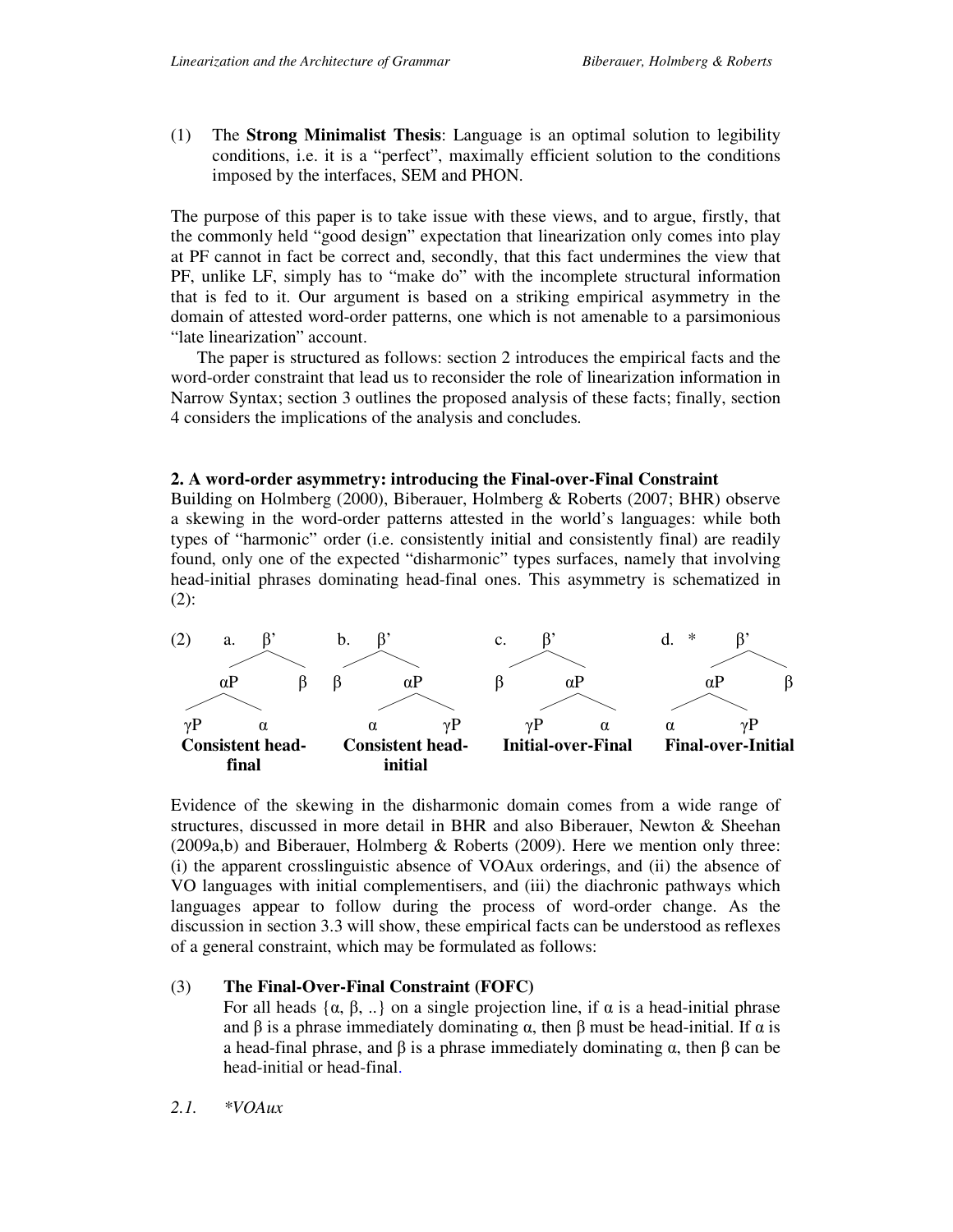(1) The **Strong Minimalist Thesis**: Language is an optimal solution to legibility conditions, i.e. it is a "perfect", maximally efficient solution to the conditions imposed by the interfaces, SEM and PHON.

The purpose of this paper is to take issue with these views, and to argue, firstly, that the commonly held "good design" expectation that linearization only comes into play at PF cannot in fact be correct and, secondly, that this fact undermines the view that PF, unlike LF, simply has to "make do" with the incomplete structural information that is fed to it. Our argument is based on a striking empirical asymmetry in the domain of attested word-order patterns, one which is not amenable to a parsimonious "late linearization" account.

The paper is structured as follows: section 2 introduces the empirical facts and the word-order constraint that lead us to reconsider the role of linearization information in Narrow Syntax; section 3 outlines the proposed analysis of these facts; finally, section 4 considers the implications of the analysis and concludes.

## 2. A word-order asymmetry: introducing the Final-over-Final Constraint

Building on Holmberg (2000), Biberauer, Holmberg & Roberts (2007; BHR) observe a skewing in the word-order patterns attested in the world's languages: while both types of "harmonic" order (i.e. consistently initial and consistently final) are readily found, only one of the expected "disharmonic" types surfaces, namely that involving head-initial phrases dominating head-final ones. This asymmetry is schematized in (2):

```
(2)  a.     β'            b.   β'              c.    β'             d. *     β'
          /    \              /   \                 /   \                   /   \
        αP      β            β     αP              β     αP                αP     β
       /  \                       /  \                  /  \              /  \
     γP    α                     α    γP              γP    α            α    γP
  Consistent head-        Consistent head-      Initial-over-Final   Final-over-Initial
       final                   initial
```

Evidence of the skewing in the disharmonic domain comes from a wide range of structures, discussed in more detail in BHR and also Biberauer, Newton & Sheehan (2009a,b) and Biberauer, Holmberg & Roberts (2009). Here we mention only three: (i) the apparent crosslinguistic absence of VOAux orderings, and (ii) the absence of VO languages with initial complementisers, and (iii) the diachronic pathways which languages appear to follow during the process of word-order change. As the discussion in section 3.3 will show, these empirical facts can be understood as reflexes of a general constraint, which may be formulated as follows:

(3) **The Final-Over-Final Constraint (FOFC)**
For all heads {α, β, ..} on a single projection line, if α is a head-initial phrase and β is a phrase immediately dominating α, then β must be head-initial. If α is a head-final phrase, and β is a phrase immediately dominating α, then β can be head-initial or head-final.

### *2.1. \*VOAux*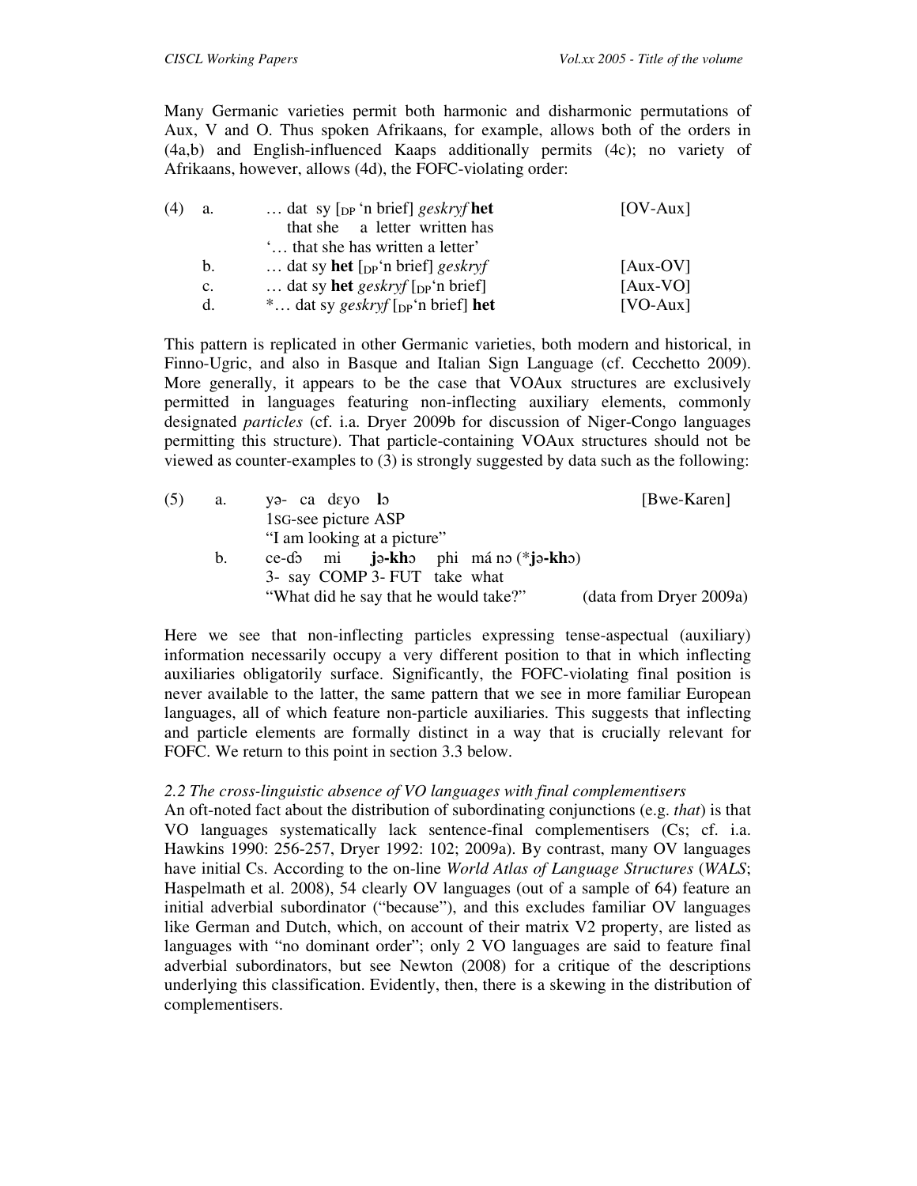Many Germanic varieties permit both harmonic and disharmonic permutations of Aux, V and O. Thus spoken Afrikaans, for example, allows both of the orders in (4a,b) and English-influenced Kaaps additionally permits (4c); no variety of Afrikaans, however, allows (4d), the FOFC-violating order:

(4) a. … dat sy [$_{DP}$ 'n brief] *geskryf* **het** [OV-Aux]
   that she a letter written has
   '… that she has written a letter'
 b. … dat sy **het** [$_{DP}$'n brief] *geskryf* [Aux-OV]
 c. … dat sy **het** *geskryf* [$_{DP}$'n brief] [Aux-VO]
 d. *… dat sy *geskryf* [$_{DP}$'n brief] **het** [VO-Aux]

This pattern is replicated in other Germanic varieties, both modern and historical, in Finno-Ugric, and also in Basque and Italian Sign Language (cf. Cecchetto 2009). More generally, it appears to be the case that VOAux structures are exclusively permitted in languages featuring non-inflecting auxiliary elements, commonly designated *particles* (cf. i.a. Dryer 2009b for discussion of Niger-Congo languages permitting this structure). That particle-containing VOAux structures should not be viewed as counter-examples to (3) is strongly suggested by data such as the following:

(5) a. yə- ca dɛyo **lɔ** [Bwe-Karen]
   1SG-see picture ASP
   "I am looking at a picture"
 b. ce-ɗɔ mi **jə-khɔ** phi má nɔ (\***jə-khɔ**)
   3- say COMP 3- FUT take what
   "What did he say that he would take?" (data from Dryer 2009a)

Here we see that non-inflecting particles expressing tense-aspectual (auxiliary) information necessarily occupy a very different position to that in which inflecting auxiliaries obligatorily surface. Significantly, the FOFC-violating final position is never available to the latter, the same pattern that we see in more familiar European languages, all of which feature non-particle auxiliaries. This suggests that inflecting and particle elements are formally distinct in a way that is crucially relevant for FOFC. We return to this point in section 3.3 below.

### *2.2 The cross-linguistic absence of VO languages with final complementisers*

An oft-noted fact about the distribution of subordinating conjunctions (e.g. *that*) is that VO languages systematically lack sentence-final complementisers (Cs; cf. i.a. Hawkins 1990: 256-257, Dryer 1992: 102; 2009a). By contrast, many OV languages have initial Cs. According to the on-line *World Atlas of Language Structures* (*WALS*; Haspelmath et al. 2008), 54 clearly OV languages (out of a sample of 64) feature an initial adverbial subordinator ("because"), and this excludes familiar OV languages like German and Dutch, which, on account of their matrix V2 property, are listed as languages with "no dominant order"; only 2 VO languages are said to feature final adverbial subordinators, but see Newton (2008) for a critique of the descriptions underlying this classification. Evidently, then, there is a skewing in the distribution of complementisers.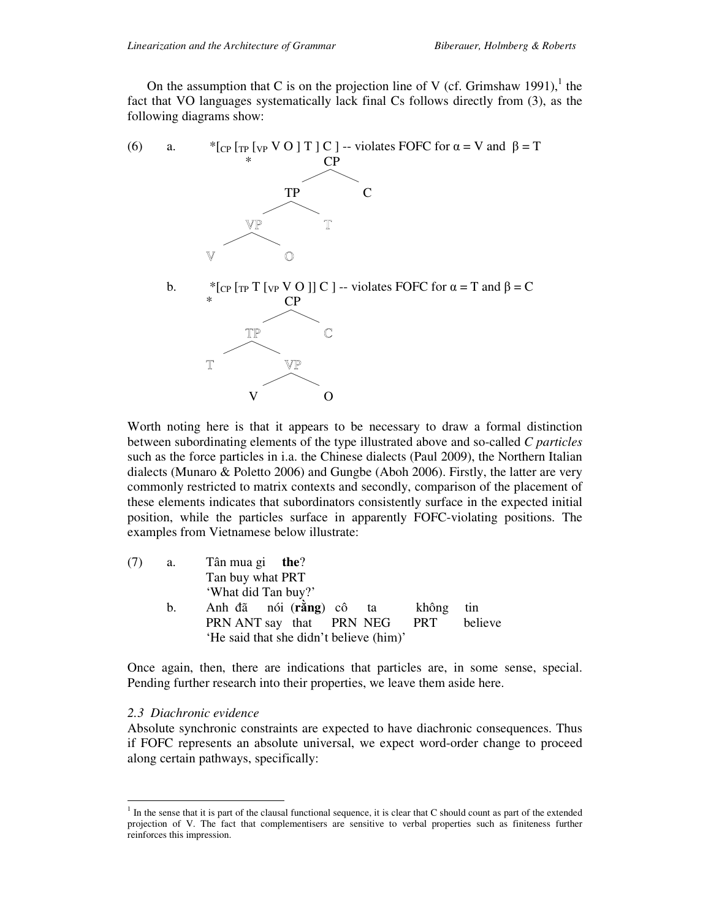On the assumption that C is on the projection line of V (cf. Grimshaw 1991),[1] the fact that VO languages systematically lack final Cs follows directly from (3), as the following diagrams show:

(6) a. *[$_{CP}$ [$_{TP}$ [$_{VP}$ V O ] T ] C ] -- violates FOFC for α = V and β = T

```
        *            CP
                   /    \
                 TP      C
                /  \
              VP    T
             /  \
            V    O
```

b. *[$_{CP}$ [$_{TP}$ T [$_{VP}$ V O ]] C ] -- violates FOFC for α = T and β = C

```
    *          CP
              /  \
            TP    C
           /  \
          T    VP
              /  \
             V    O
```

Worth noting here is that it appears to be necessary to draw a formal distinction between subordinating elements of the type illustrated above and so-called *C particles* such as the force particles in i.a. the Chinese dialects (Paul 2009), the Northern Italian dialects (Munaro & Poletto 2006) and Gungbe (Aboh 2006). Firstly, the latter are very commonly restricted to matrix contexts and secondly, comparison of the placement of these elements indicates that subordinators consistently surface in the expected initial position, while the particles surface in apparently FOFC-violating positions. The examples from Vietnamese below illustrate:

(7) a. Tân mua gi **the**?
Tan buy what PRT
'What did Tan buy?'

b. Anh đã nói (**rằng**) cô ta không tin
PRN ANT say that PRN NEG PRT believe
'He said that she didn't believe (him)'

Once again, then, there are indications that particles are, in some sense, special. Pending further research into their properties, we leave them aside here.

*2.3 Diachronic evidence*

Absolute synchronic constraints are expected to have diachronic consequences. Thus if FOFC represents an absolute universal, we expect word-order change to proceed along certain pathways, specifically:

[1] In the sense that it is part of the clausal functional sequence, it is clear that C should count as part of the extended projection of V. The fact that complementisers are sensitive to verbal properties such as finiteness further reinforces this impression.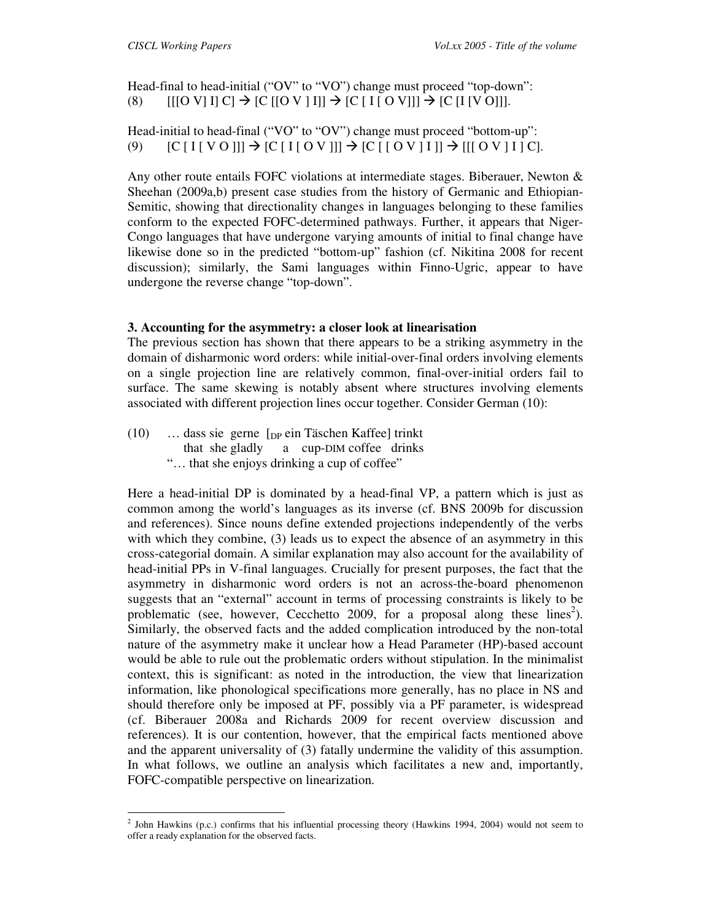Head-final to head-initial ("OV" to "VO") change must proceed "top-down":

(8) [[[O V] I] C] → [C [[O V ] I]] → [C [ I [ O V]]] → [C [I [V O]]].

Head-initial to head-final ("VO" to "OV") change must proceed "bottom-up":

(9) [C [ I [ V O ]]] → [C [ I [ O V ]]] → [C [ [ O V ] I ]] → [[[ O V ] I ] C].

Any other route entails FOFC violations at intermediate stages. Biberauer, Newton & Sheehan (2009a,b) present case studies from the history of Germanic and Ethiopian-Semitic, showing that directionality changes in languages belonging to these families conform to the expected FOFC-determined pathways. Further, it appears that Niger-Congo languages that have undergone varying amounts of initial to final change have likewise done so in the predicted "bottom-up" fashion (cf. Nikitina 2008 for recent discussion); similarly, the Sami languages within Finno-Ugric, appear to have undergone the reverse change "top-down".

### 3. Accounting for the asymmetry: a closer look at linearisation

The previous section has shown that there appears to be a striking asymmetry in the domain of disharmonic word orders: while initial-over-final orders involving elements on a single projection line are relatively common, final-over-initial orders fail to surface. The same skewing is notably absent where structures involving elements associated with different projection lines occur together. Consider German (10):

(10) … dass sie gerne [$_{DP}$ ein Täschen Kaffee] trinkt
 that she gladly a cup-DIM coffee drinks
 "… that she enjoys drinking a cup of coffee"

Here a head-initial DP is dominated by a head-final VP, a pattern which is just as common among the world's languages as its inverse (cf. BNS 2009b for discussion and references). Since nouns define extended projections independently of the verbs with which they combine, (3) leads us to expect the absence of an asymmetry in this cross-categorial domain. A similar explanation may also account for the availability of head-initial PPs in V-final languages. Crucially for present purposes, the fact that the asymmetry in disharmonic word orders is not an across-the-board phenomenon suggests that an "external" account in terms of processing constraints is likely to be problematic (see, however, Cecchetto 2009, for a proposal along these lines[2]). Similarly, the observed facts and the added complication introduced by the non-total nature of the asymmetry make it unclear how a Head Parameter (HP)-based account would be able to rule out the problematic orders without stipulation. In the minimalist context, this is significant: as noted in the introduction, the view that linearization information, like phonological specifications more generally, has no place in NS and should therefore only be imposed at PF, possibly via a PF parameter, is widespread (cf. Biberauer 2008a and Richards 2009 for recent overview discussion and references). It is our contention, however, that the empirical facts mentioned above and the apparent universality of (3) fatally undermine the validity of this assumption. In what follows, we outline an analysis which facilitates a new and, importantly, FOFC-compatible perspective on linearization.

---

[2] John Hawkins (p.c.) confirms that his influential processing theory (Hawkins 1994, 2004) would not seem to offer a ready explanation for the observed facts.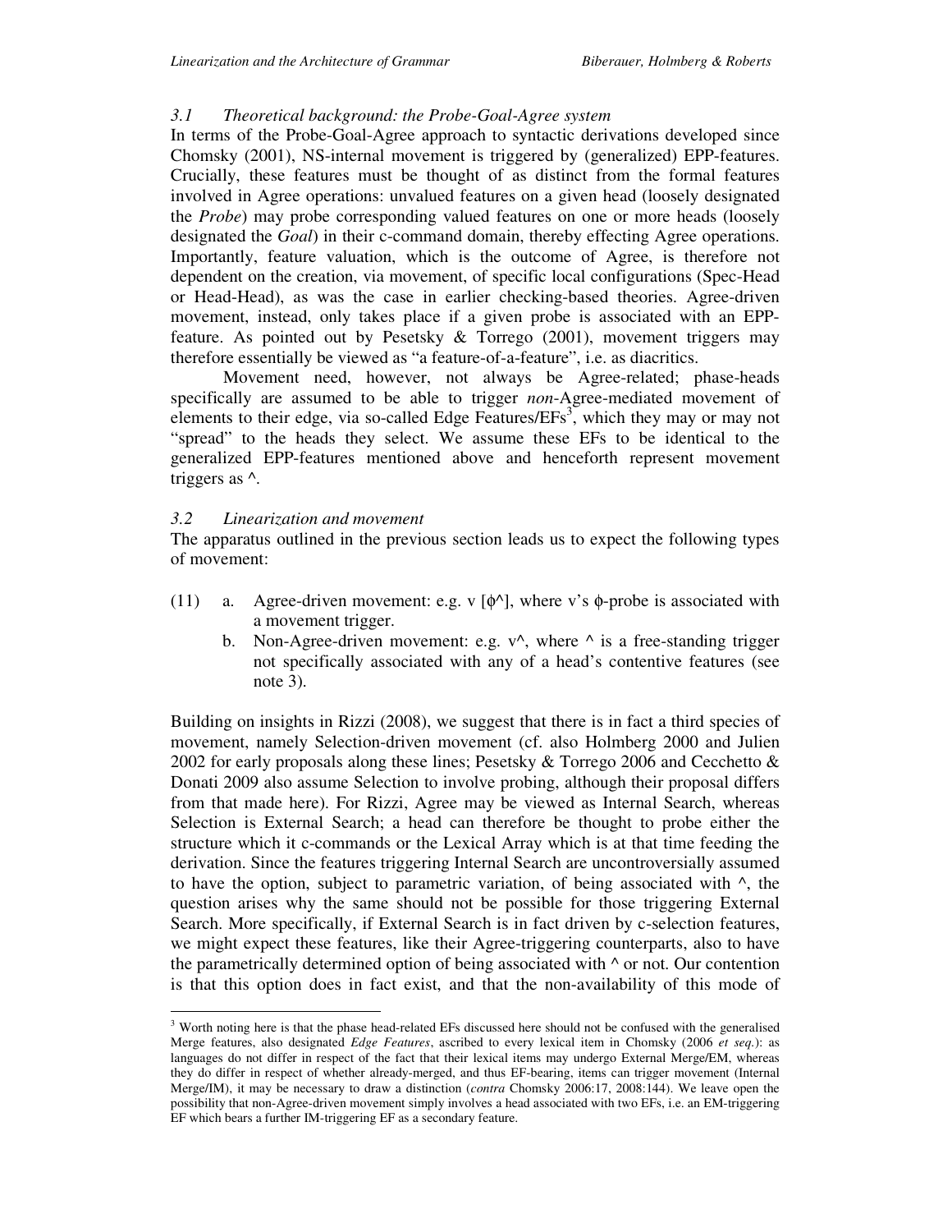### *3.1 Theoretical background: the Probe-Goal-Agree system*

In terms of the Probe-Goal-Agree approach to syntactic derivations developed since Chomsky (2001), NS-internal movement is triggered by (generalized) EPP-features. Crucially, these features must be thought of as distinct from the formal features involved in Agree operations: unvalued features on a given head (loosely designated the *Probe*) may probe corresponding valued features on one or more heads (loosely designated the *Goal*) in their c-command domain, thereby effecting Agree operations. Importantly, feature valuation, which is the outcome of Agree, is therefore not dependent on the creation, via movement, of specific local configurations (Spec-Head or Head-Head), as was the case in earlier checking-based theories. Agree-driven movement, instead, only takes place if a given probe is associated with an EPP-feature. As pointed out by Pesetsky & Torrego (2001), movement triggers may therefore essentially be viewed as "a feature-of-a-feature", i.e. as diacritics.

Movement need, however, not always be Agree-related; phase-heads specifically are assumed to be able to trigger *non*-Agree-mediated movement of elements to their edge, via so-called Edge Features/EFs[3], which they may or may not "spread" to the heads they select. We assume these EFs to be identical to the generalized EPP-features mentioned above and henceforth represent movement triggers as ^.

### *3.2 Linearization and movement*

The apparatus outlined in the previous section leads us to expect the following types of movement:

(11) a. Agree-driven movement: e.g. v [ϕ^], where v's ϕ-probe is associated with a movement trigger.

b. Non-Agree-driven movement: e.g. v^, where ^ is a free-standing trigger not specifically associated with any of a head's contentive features (see note 3).

Building on insights in Rizzi (2008), we suggest that there is in fact a third species of movement, namely Selection-driven movement (cf. also Holmberg 2000 and Julien 2002 for early proposals along these lines; Pesetsky & Torrego 2006 and Cecchetto & Donati 2009 also assume Selection to involve probing, although their proposal differs from that made here). For Rizzi, Agree may be viewed as Internal Search, whereas Selection is External Search; a head can therefore be thought to probe either the structure which it c-commands or the Lexical Array which is at that time feeding the derivation. Since the features triggering Internal Search are uncontroversially assumed to have the option, subject to parametric variation, of being associated with ^, the question arises why the same should not be possible for those triggering External Search. More specifically, if External Search is in fact driven by c-selection features, we might expect these features, like their Agree-triggering counterparts, also to have the parametrically determined option of being associated with ^ or not. Our contention is that this option does in fact exist, and that the non-availability of this mode of

---

[3] Worth noting here is that the phase head-related EFs discussed here should not be confused with the generalised Merge features, also designated *Edge Features*, ascribed to every lexical item in Chomsky (2006 *et seq.*): as languages do not differ in respect of the fact that their lexical items may undergo External Merge/EM, whereas they do differ in respect of whether already-merged, and thus EF-bearing, items can trigger movement (Internal Merge/IM), it may be necessary to draw a distinction (*contra* Chomsky 2006:17, 2008:144). We leave open the possibility that non-Agree-driven movement simply involves a head associated with two EFs, i.e. an EM-triggering EF which bears a further IM-triggering EF as a secondary feature.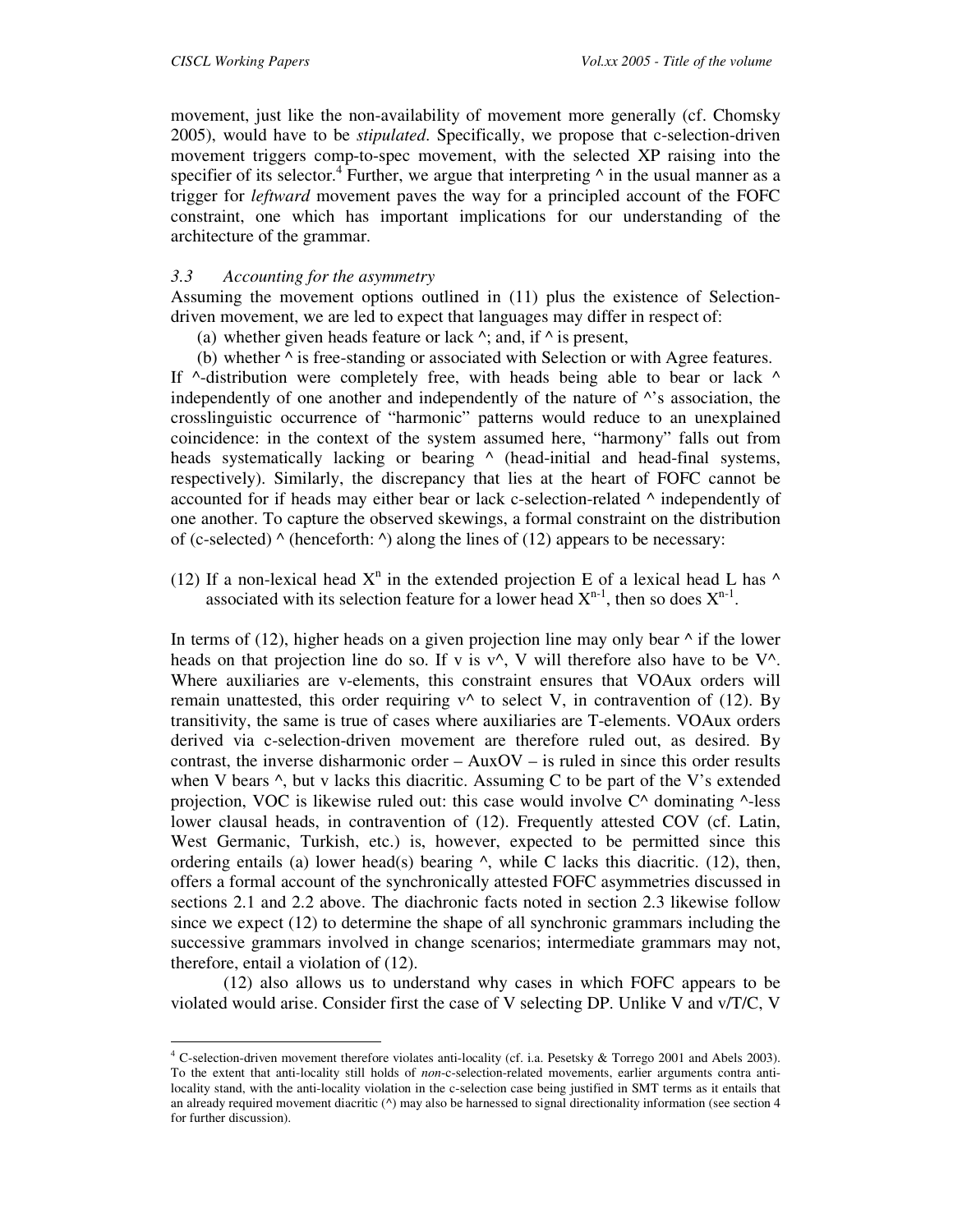movement, just like the non-availability of movement more generally (cf. Chomsky 2005), would have to be *stipulated*. Specifically, we propose that c-selection-driven movement triggers comp-to-spec movement, with the selected XP raising into the specifier of its selector.[4] Further, we argue that interpreting ^ in the usual manner as a trigger for *leftward* movement paves the way for a principled account of the FOFC constraint, one which has important implications for our understanding of the architecture of the grammar.

### *3.3 Accounting for the asymmetry*

Assuming the movement options outlined in (11) plus the existence of Selection-driven movement, we are led to expect that languages may differ in respect of:

(a) whether given heads feature or lack ^; and, if ^ is present,

(b) whether ^ is free-standing or associated with Selection or with Agree features.

If ^-distribution were completely free, with heads being able to bear or lack ^ independently of one another and independently of the nature of ^'s association, the crosslinguistic occurrence of "harmonic" patterns would reduce to an unexplained coincidence: in the context of the system assumed here, "harmony" falls out from heads systematically lacking or bearing ^ (head-initial and head-final systems, respectively). Similarly, the discrepancy that lies at the heart of FOFC cannot be accounted for if heads may either bear or lack c-selection-related ^ independently of one another. To capture the observed skewings, a formal constraint on the distribution of (c-selected) ^ (henceforth: ^) along the lines of (12) appears to be necessary:

(12) If a non-lexical head $X^n$ in the extended projection E of a lexical head L has ^ associated with its selection feature for a lower head $X^{n-1}$, then so does $X^{n-1}$.

In terms of (12), higher heads on a given projection line may only bear ^ if the lower heads on that projection line do so. If v is v^, V will therefore also have to be V^. Where auxiliaries are v-elements, this constraint ensures that VOAux orders will remain unattested, this order requiring v^ to select V, in contravention of (12). By transitivity, the same is true of cases where auxiliaries are T-elements. VOAux orders derived via c-selection-driven movement are therefore ruled out, as desired. By contrast, the inverse disharmonic order – AuxOV – is ruled in since this order results when V bears ^, but v lacks this diacritic. Assuming C to be part of the V's extended projection, VOC is likewise ruled out: this case would involve C^ dominating ^-less lower clausal heads, in contravention of (12). Frequently attested COV (cf. Latin, West Germanic, Turkish, etc.) is, however, expected to be permitted since this ordering entails (a) lower head(s) bearing ^, while C lacks this diacritic. (12), then, offers a formal account of the synchronically attested FOFC asymmetries discussed in sections 2.1 and 2.2 above. The diachronic facts noted in section 2.3 likewise follow since we expect (12) to determine the shape of all synchronic grammars including the successive grammars involved in change scenarios; intermediate grammars may not, therefore, entail a violation of (12).

(12) also allows us to understand why cases in which FOFC appears to be violated would arise. Consider first the case of V selecting DP. Unlike V and v/T/C, V

[4] C-selection-driven movement therefore violates anti-locality (cf. i.a. Pesetsky & Torrego 2001 and Abels 2003). To the extent that anti-locality still holds of *non*-c-selection-related movements, earlier arguments contra anti-locality stand, with the anti-locality violation in the c-selection case being justified in SMT terms as it entails that an already required movement diacritic (^) may also be harnessed to signal directionality information (see section 4 for further discussion).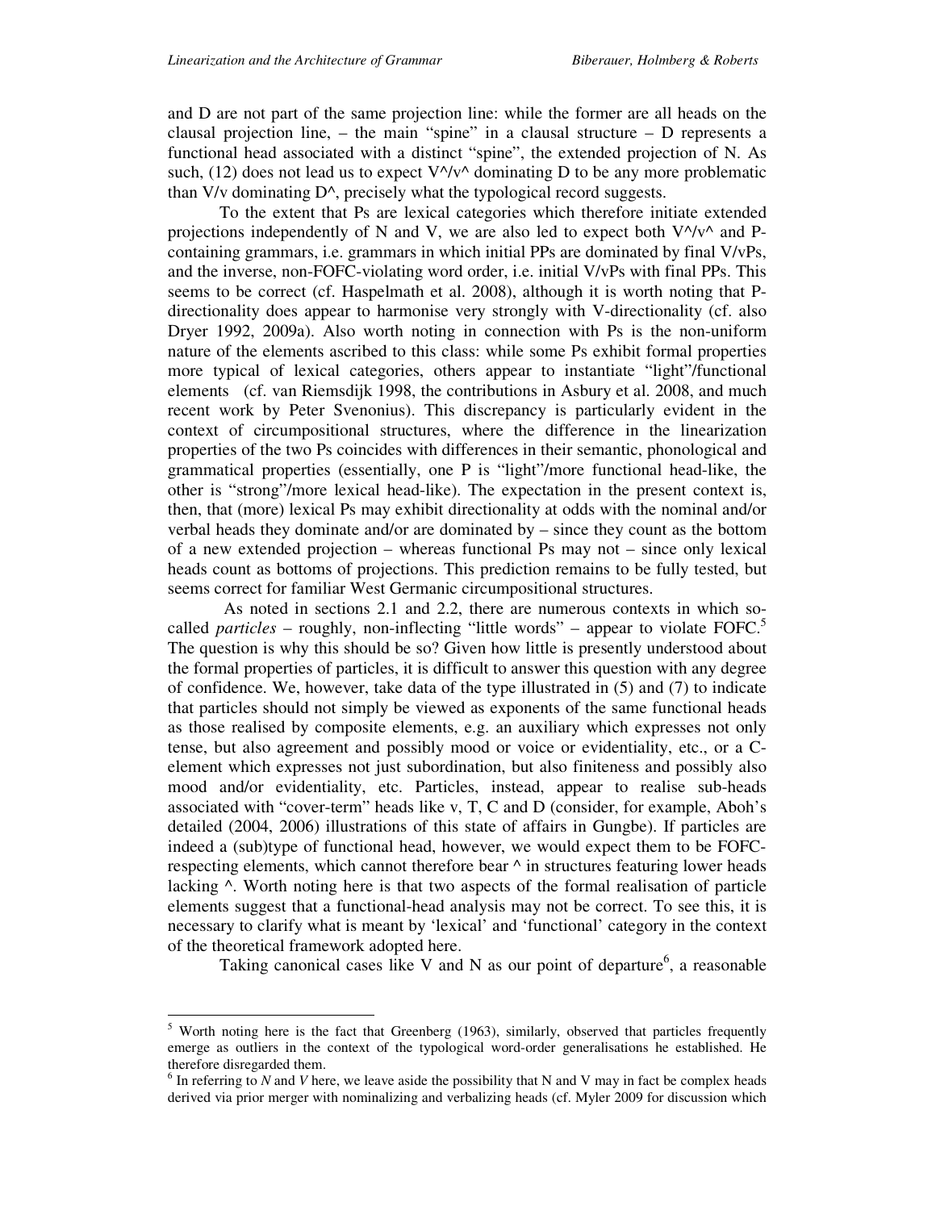and D are not part of the same projection line: while the former are all heads on the clausal projection line, – the main "spine" in a clausal structure – D represents a functional head associated with a distinct "spine", the extended projection of N. As such, (12) does not lead us to expect V^/v^ dominating D to be any more problematic than V/v dominating D^, precisely what the typological record suggests.

To the extent that Ps are lexical categories which therefore initiate extended projections independently of N and V, we are also led to expect both V^/v^ and P-containing grammars, i.e. grammars in which initial PPs are dominated by final V/vPs, and the inverse, non-FOFC-violating word order, i.e. initial V/vPs with final PPs. This seems to be correct (cf. Haspelmath et al. 2008), although it is worth noting that P-directionality does appear to harmonise very strongly with V-directionality (cf. also Dryer 1992, 2009a). Also worth noting in connection with Ps is the non-uniform nature of the elements ascribed to this class: while some Ps exhibit formal properties more typical of lexical categories, others appear to instantiate "light"/functional elements (cf. van Riemsdijk 1998, the contributions in Asbury et al. 2008, and much recent work by Peter Svenonius). This discrepancy is particularly evident in the context of circumpositional structures, where the difference in the linearization properties of the two Ps coincides with differences in their semantic, phonological and grammatical properties (essentially, one P is "light"/more functional head-like, the other is "strong"/more lexical head-like). The expectation in the present context is, then, that (more) lexical Ps may exhibit directionality at odds with the nominal and/or verbal heads they dominate and/or are dominated by – since they count as the bottom of a new extended projection – whereas functional Ps may not – since only lexical heads count as bottoms of projections. This prediction remains to be fully tested, but seems correct for familiar West Germanic circumpositional structures.

As noted in sections 2.1 and 2.2, there are numerous contexts in which so-called *particles* – roughly, non-inflecting "little words" – appear to violate FOFC.[5] The question is why this should be so? Given how little is presently understood about the formal properties of particles, it is difficult to answer this question with any degree of confidence. We, however, take data of the type illustrated in (5) and (7) to indicate that particles should not simply be viewed as exponents of the same functional heads as those realised by composite elements, e.g. an auxiliary which expresses not only tense, but also agreement and possibly mood or voice or evidentiality, etc., or a C-element which expresses not just subordination, but also finiteness and possibly also mood and/or evidentiality, etc. Particles, instead, appear to realise sub-heads associated with "cover-term" heads like v, T, C and D (consider, for example, Aboh's detailed (2004, 2006) illustrations of this state of affairs in Gungbe). If particles are indeed a (sub)type of functional head, however, we would expect them to be FOFC-respecting elements, which cannot therefore bear ^ in structures featuring lower heads lacking ^. Worth noting here is that two aspects of the formal realisation of particle elements suggest that a functional-head analysis may not be correct. To see this, it is necessary to clarify what is meant by 'lexical' and 'functional' category in the context of the theoretical framework adopted here.

Taking canonical cases like V and N as our point of departure[6], a reasonable

---

[5] Worth noting here is the fact that Greenberg (1963), similarly, observed that particles frequently emerge as outliers in the context of the typological word-order generalisations he established. He therefore disregarded them.

[6] In referring to *N* and *V* here, we leave aside the possibility that N and V may in fact be complex heads derived via prior merger with nominalizing and verbalizing heads (cf. Myler 2009 for discussion which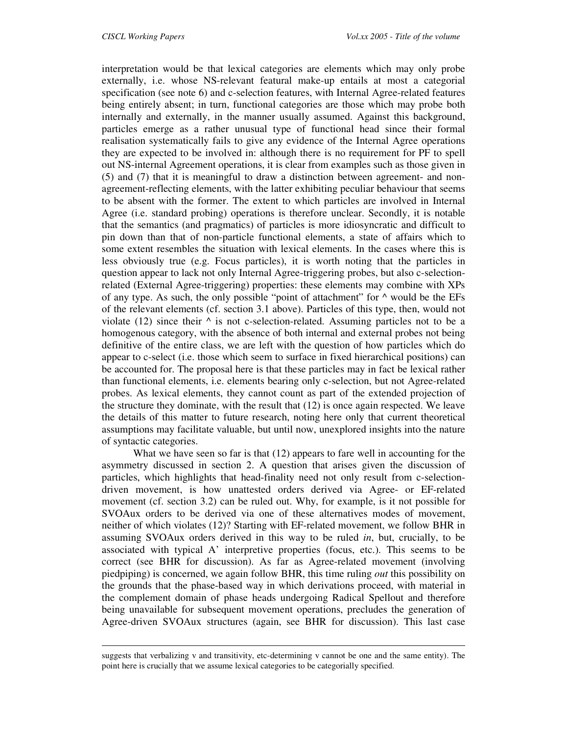interpretation would be that lexical categories are elements which may only probe externally, i.e. whose NS-relevant featural make-up entails at most a categorial specification (see note 6) and c-selection features, with Internal Agree-related features being entirely absent; in turn, functional categories are those which may probe both internally and externally, in the manner usually assumed. Against this background, particles emerge as a rather unusual type of functional head since their formal realisation systematically fails to give any evidence of the Internal Agree operations they are expected to be involved in: although there is no requirement for PF to spell out NS-internal Agreement operations, it is clear from examples such as those given in (5) and (7) that it is meaningful to draw a distinction between agreement- and non-agreement-reflecting elements, with the latter exhibiting peculiar behaviour that seems to be absent with the former. The extent to which particles are involved in Internal Agree (i.e. standard probing) operations is therefore unclear. Secondly, it is notable that the semantics (and pragmatics) of particles is more idiosyncratic and difficult to pin down than that of non-particle functional elements, a state of affairs which to some extent resembles the situation with lexical elements. In the cases where this is less obviously true (e.g. Focus particles), it is worth noting that the particles in question appear to lack not only Internal Agree-triggering probes, but also c-selection-related (External Agree-triggering) properties: these elements may combine with XPs of any type. As such, the only possible "point of attachment" for ^ would be the EFs of the relevant elements (cf. section 3.1 above). Particles of this type, then, would not violate (12) since their ^ is not c-selection-related. Assuming particles not to be a homogenous category, with the absence of both internal and external probes not being definitive of the entire class, we are left with the question of how particles which do appear to c-select (i.e. those which seem to surface in fixed hierarchical positions) can be accounted for. The proposal here is that these particles may in fact be lexical rather than functional elements, i.e. elements bearing only c-selection, but not Agree-related probes. As lexical elements, they cannot count as part of the extended projection of the structure they dominate, with the result that (12) is once again respected. We leave the details of this matter to future research, noting here only that current theoretical assumptions may facilitate valuable, but until now, unexplored insights into the nature of syntactic categories.

What we have seen so far is that (12) appears to fare well in accounting for the asymmetry discussed in section 2. A question that arises given the discussion of particles, which highlights that head-finality need not only result from c-selection-driven movement, is how unattested orders derived via Agree- or EF-related movement (cf. section 3.2) can be ruled out. Why, for example, is it not possible for SVOAux orders to be derived via one of these alternatives modes of movement, neither of which violates (12)? Starting with EF-related movement, we follow BHR in assuming SVOAux orders derived in this way to be ruled *in*, but, crucially, to be associated with typical A' interpretive properties (focus, etc.). This seems to be correct (see BHR for discussion). As far as Agree-related movement (involving piedpiping) is concerned, we again follow BHR, this time ruling *out* this possibility on the grounds that the phase-based way in which derivations proceed, with material in the complement domain of phase heads undergoing Radical Spellout and therefore being unavailable for subsequent movement operations, precludes the generation of Agree-driven SVOAux structures (again, see BHR for discussion). This last case

---

suggests that verbalizing v and transitivity, etc-determining v cannot be one and the same entity). The point here is crucially that we assume lexical categories to be categorially specified.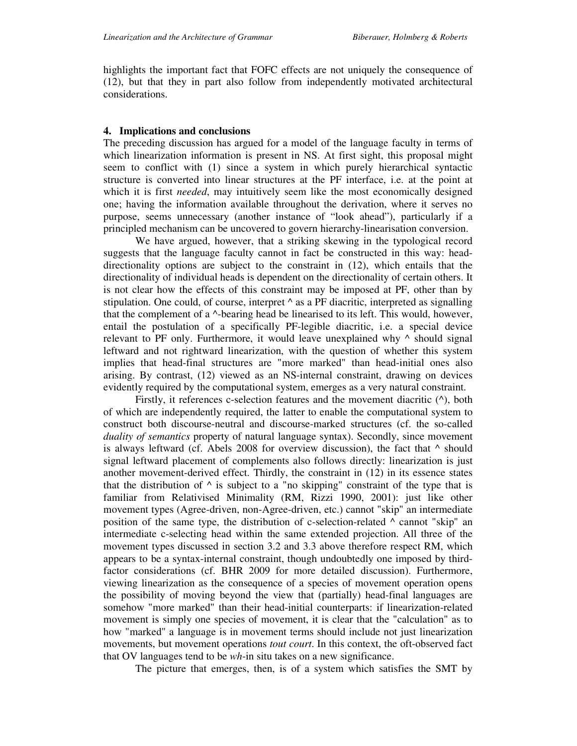highlights the important fact that FOFC effects are not uniquely the consequence of (12), but that they in part also follow from independently motivated architectural considerations.

## 4. Implications and conclusions

The preceding discussion has argued for a model of the language faculty in terms of which linearization information is present in NS. At first sight, this proposal might seem to conflict with (1) since a system in which purely hierarchical syntactic structure is converted into linear structures at the PF interface, i.e. at the point at which it is first *needed*, may intuitively seem like the most economically designed one; having the information available throughout the derivation, where it serves no purpose, seems unnecessary (another instance of "look ahead"), particularly if a principled mechanism can be uncovered to govern hierarchy-linearisation conversion.

We have argued, however, that a striking skewing in the typological record suggests that the language faculty cannot in fact be constructed in this way: head-directionality options are subject to the constraint in (12), which entails that the directionality of individual heads is dependent on the directionality of certain others. It is not clear how the effects of this constraint may be imposed at PF, other than by stipulation. One could, of course, interpret ^ as a PF diacritic, interpreted as signalling that the complement of a ^-bearing head be linearised to its left. This would, however, entail the postulation of a specifically PF-legible diacritic, i.e. a special device relevant to PF only. Furthermore, it would leave unexplained why ^ should signal leftward and not rightward linearization, with the question of whether this system implies that head-final structures are "more marked" than head-initial ones also arising. By contrast, (12) viewed as an NS-internal constraint, drawing on devices evidently required by the computational system, emerges as a very natural constraint.

Firstly, it references c-selection features and the movement diacritic (^), both of which are independently required, the latter to enable the computational system to construct both discourse-neutral and discourse-marked structures (cf. the so-called *duality of semantics* property of natural language syntax). Secondly, since movement is always leftward (cf. Abels 2008 for overview discussion), the fact that ^ should signal leftward placement of complements also follows directly: linearization is just another movement-derived effect. Thirdly, the constraint in (12) in its essence states that the distribution of ^ is subject to a "no skipping" constraint of the type that is familiar from Relativised Minimality (RM, Rizzi 1990, 2001): just like other movement types (Agree-driven, non-Agree-driven, etc.) cannot "skip" an intermediate position of the same type, the distribution of c-selection-related ^ cannot "skip" an intermediate c-selecting head within the same extended projection. All three of the movement types discussed in section 3.2 and 3.3 above therefore respect RM, which appears to be a syntax-internal constraint, though undoubtedly one imposed by third-factor considerations (cf. BHR 2009 for more detailed discussion). Furthermore, viewing linearization as the consequence of a species of movement operation opens the possibility of moving beyond the view that (partially) head-final languages are somehow "more marked" than their head-initial counterparts: if linearization-related movement is simply one species of movement, it is clear that the "calculation" as to how "marked" a language is in movement terms should include not just linearization movements, but movement operations *tout court*. In this context, the oft-observed fact that OV languages tend to be *wh*-in situ takes on a new significance.

The picture that emerges, then, is of a system which satisfies the SMT by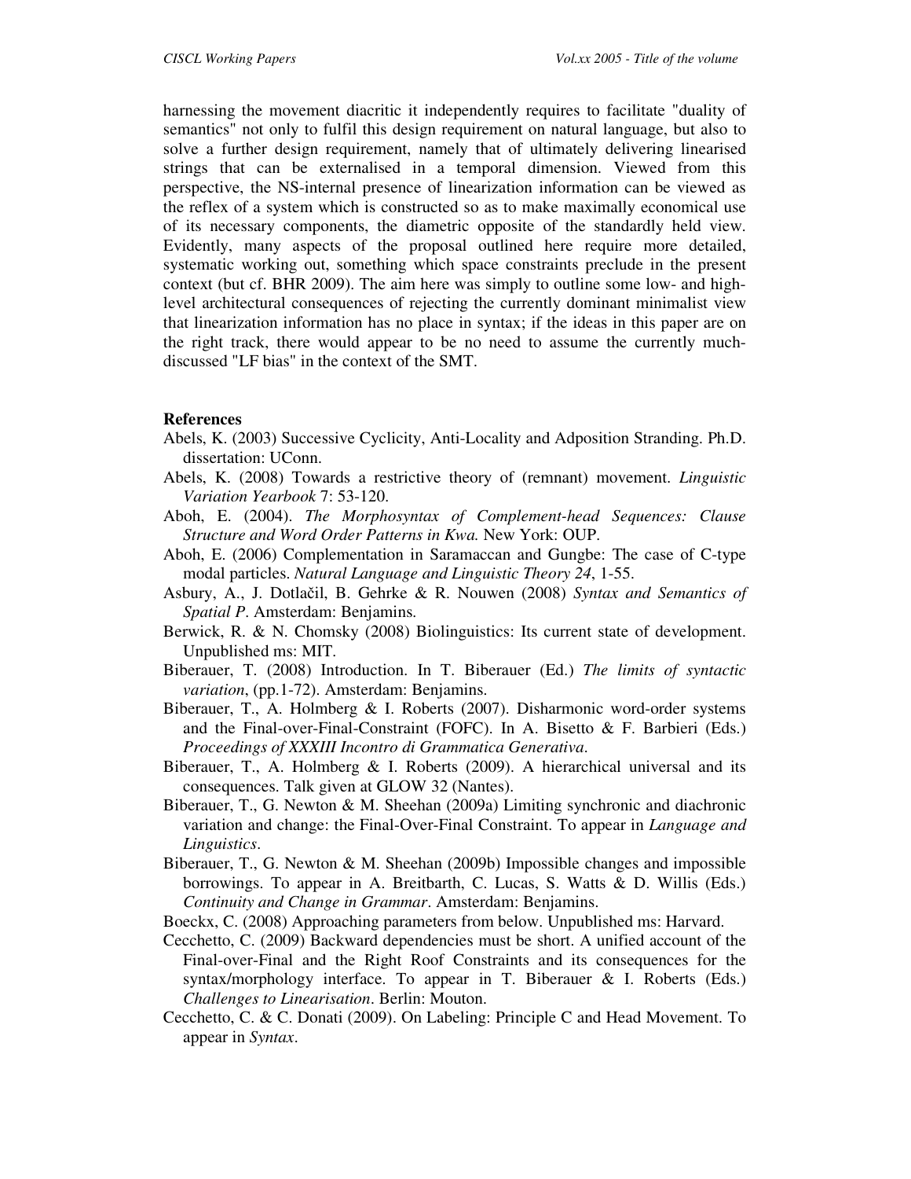harnessing the movement diacritic it independently requires to facilitate "duality of semantics" not only to fulfil this design requirement on natural language, but also to solve a further design requirement, namely that of ultimately delivering linearised strings that can be externalised in a temporal dimension. Viewed from this perspective, the NS-internal presence of linearization information can be viewed as the reflex of a system which is constructed so as to make maximally economical use of its necessary components, the diametric opposite of the standardly held view. Evidently, many aspects of the proposal outlined here require more detailed, systematic working out, something which space constraints preclude in the present context (but cf. BHR 2009). The aim here was simply to outline some low- and high-level architectural consequences of rejecting the currently dominant minimalist view that linearization information has no place in syntax; if the ideas in this paper are on the right track, there would appear to be no need to assume the currently much-discussed "LF bias" in the context of the SMT.

**References**

Abels, K. (2003) Successive Cyclicity, Anti-Locality and Adposition Stranding. Ph.D. dissertation: UConn.

Abels, K. (2008) Towards a restrictive theory of (remnant) movement. *Linguistic Variation Yearbook* 7: 53-120.

Aboh, E. (2004). *The Morphosyntax of Complement-head Sequences: Clause Structure and Word Order Patterns in Kwa.* New York: OUP.

Aboh, E. (2006) Complementation in Saramaccan and Gungbe: The case of C-type modal particles. *Natural Language and Linguistic Theory 24*, 1-55.

Asbury, A., J. Dotlačil, B. Gehrke & R. Nouwen (2008) *Syntax and Semantics of Spatial P*. Amsterdam: Benjamins.

Berwick, R. & N. Chomsky (2008) Biolinguistics: Its current state of development. Unpublished ms: MIT.

Biberauer, T. (2008) Introduction. In T. Biberauer (Ed.) *The limits of syntactic variation*, (pp.1-72). Amsterdam: Benjamins.

Biberauer, T., A. Holmberg & I. Roberts (2007). Disharmonic word-order systems and the Final-over-Final-Constraint (FOFC). In A. Bisetto & F. Barbieri (Eds.) *Proceedings of XXXIII Incontro di Grammatica Generativa*.

Biberauer, T., A. Holmberg & I. Roberts (2009). A hierarchical universal and its consequences. Talk given at GLOW 32 (Nantes).

Biberauer, T., G. Newton & M. Sheehan (2009a) Limiting synchronic and diachronic variation and change: the Final-Over-Final Constraint. To appear in *Language and Linguistics*.

Biberauer, T., G. Newton & M. Sheehan (2009b) Impossible changes and impossible borrowings. To appear in A. Breitbarth, C. Lucas, S. Watts & D. Willis (Eds.) *Continuity and Change in Grammar*. Amsterdam: Benjamins.

Boeckx, C. (2008) Approaching parameters from below. Unpublished ms: Harvard.

Cecchetto, C. (2009) Backward dependencies must be short. A unified account of the Final-over-Final and the Right Roof Constraints and its consequences for the syntax/morphology interface. To appear in T. Biberauer & I. Roberts (Eds.) *Challenges to Linearisation*. Berlin: Mouton.

Cecchetto, C. & C. Donati (2009). On Labeling: Principle C and Head Movement. To appear in *Syntax*.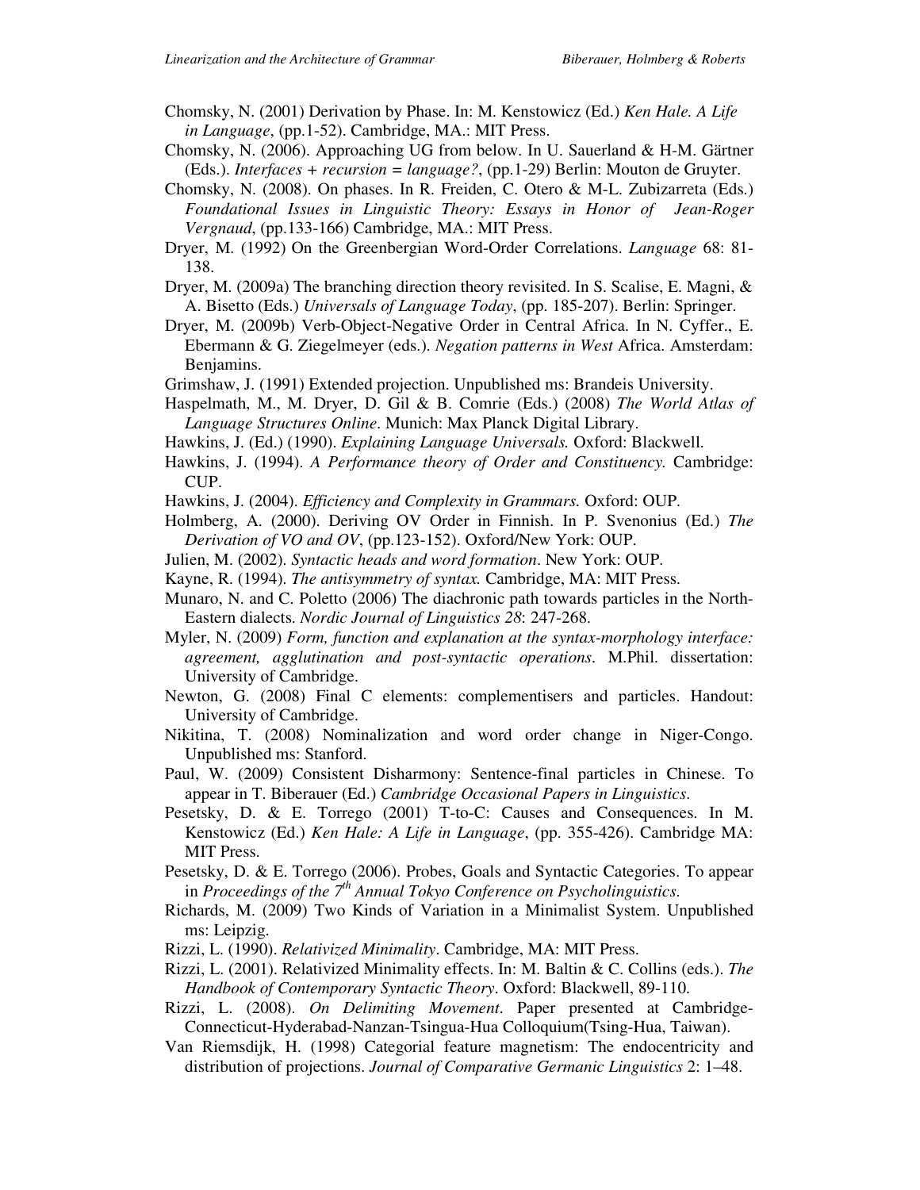Chomsky, N. (2001) Derivation by Phase. In: M. Kenstowicz (Ed.) *Ken Hale. A Life in Language*, (pp.1-52). Cambridge, MA.: MIT Press.

Chomsky, N. (2006). Approaching UG from below. In U. Sauerland & H-M. Gärtner (Eds.). *Interfaces + recursion = language?*, (pp.1-29) Berlin: Mouton de Gruyter.

Chomsky, N. (2008). On phases. In R. Freiden, C. Otero & M-L. Zubizarreta (Eds.) *Foundational Issues in Linguistic Theory: Essays in Honor of Jean-Roger Vergnaud*, (pp.133-166) Cambridge, MA.: MIT Press.

Dryer, M. (1992) On the Greenbergian Word-Order Correlations. *Language* 68: 81-138.

Dryer, M. (2009a) The branching direction theory revisited. In S. Scalise, E. Magni, & A. Bisetto (Eds.) *Universals of Language Today*, (pp. 185-207). Berlin: Springer.

Dryer, M. (2009b) Verb-Object-Negative Order in Central Africa. In N. Cyffer., E. Ebermann & G. Ziegelmeyer (eds.). *Negation patterns in West* Africa. Amsterdam: Benjamins.

Grimshaw, J. (1991) Extended projection. Unpublished ms: Brandeis University.

Haspelmath, M., M. Dryer, D. Gil & B. Comrie (Eds.) (2008) *The World Atlas of Language Structures Online*. Munich: Max Planck Digital Library.

Hawkins, J. (Ed.) (1990). *Explaining Language Universals.* Oxford: Blackwell.

Hawkins, J. (1994). *A Performance theory of Order and Constituency.* Cambridge: CUP.

Hawkins, J. (2004). *Efficiency and Complexity in Grammars.* Oxford: OUP.

Holmberg, A. (2000). Deriving OV Order in Finnish. In P. Svenonius (Ed.) *The Derivation of VO and OV*, (pp.123-152). Oxford/New York: OUP.

Julien, M. (2002). *Syntactic heads and word formation*. New York: OUP.

Kayne, R. (1994). *The antisymmetry of syntax.* Cambridge, MA: MIT Press.

Munaro, N. and C. Poletto (2006) The diachronic path towards particles in the North-Eastern dialects. *Nordic Journal of Linguistics 28*: 247-268.

Myler, N. (2009) *Form, function and explanation at the syntax-morphology interface: agreement, agglutination and post-syntactic operations*. M.Phil. dissertation: University of Cambridge.

Newton, G. (2008) Final C elements: complementisers and particles. Handout: University of Cambridge.

Nikitina, T. (2008) Nominalization and word order change in Niger-Congo. Unpublished ms: Stanford.

Paul, W. (2009) Consistent Disharmony: Sentence-final particles in Chinese. To appear in T. Biberauer (Ed.) *Cambridge Occasional Papers in Linguistics*.

Pesetsky, D. & E. Torrego (2001) T-to-C: Causes and Consequences. In M. Kenstowicz (Ed.) *Ken Hale: A Life in Language*, (pp. 355-426). Cambridge MA: MIT Press.

Pesetsky, D. & E. Torrego (2006). Probes, Goals and Syntactic Categories. To appear in *Proceedings of the 7th Annual Tokyo Conference on Psycholinguistics.*

Richards, M. (2009) Two Kinds of Variation in a Minimalist System. Unpublished ms: Leipzig.

Rizzi, L. (1990). *Relativized Minimality*. Cambridge, MA: MIT Press.

Rizzi, L. (2001). Relativized Minimality effects. In: M. Baltin & C. Collins (eds.). *The Handbook of Contemporary Syntactic Theory*. Oxford: Blackwell, 89-110.

Rizzi, L. (2008). *On Delimiting Movement*. Paper presented at Cambridge-Connecticut-Hyderabad-Nanzan-Tsingua-Hua Colloquium(Tsing-Hua, Taiwan).

Van Riemsdijk, H. (1998) Categorial feature magnetism: The endocentricity and distribution of projections. *Journal of Comparative Germanic Linguistics* 2: 1–48.